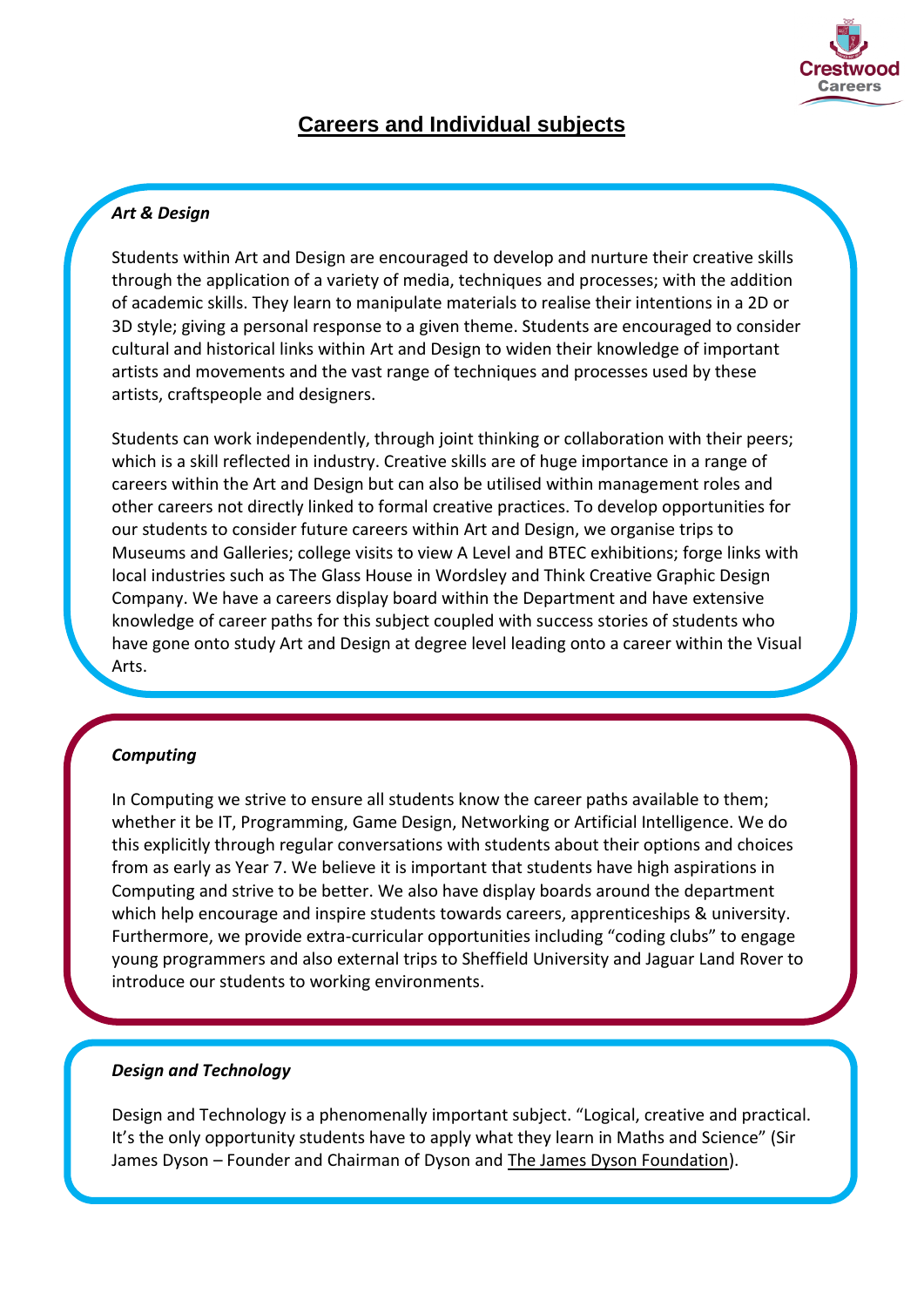# Careers and Individual subjects

### *Art & Design*

Students within Art and Design are encouraged to develop and nurture their creative skills through the application of a variety of media, techniques and processes; with the addition of academic skills. They learn to manipulate materials to realise their intentions in a 2D or 3D style; giving a personal response to a given theme. Students are encouraged to consider cultural and historical links within Art and Design to widen their knowledge of important artists and movements and the vast range of techniques and processes used by these artists, craftspeople and designers.

Students can work independently, through joint thinking or collaboration with their peers; which is a skill reflected in industry. Creative skills are of huge importance in a range of careers within the Art and Design but can also be utilised within management roles and other careers not directly linked to formal creative practices. To develop opportunities for our students to consider future careers within Art and Design, we organise trips to Museums and Galleries; college visits to view A Level and BTEC exhibitions; forge links with local industries such as The Glass House in Wordsley and Think Creative Graphic Design Company. We have a careers display board within the Department and have extensive knowledge of career paths for this subject coupled with success stories of students who have gone onto study Art and Design at degree level leading onto a career within the Visual Arts.

### *Computing*

In Computing we strive to ensure all students know the career paths available to them; whether it be IT, Programming, Game Design, Networking or Artificial Intelligence. We do this explicitly through regular conversations with students about their options and choices from as early as Year 7. We believe it is important that students have high aspirations in Computing and strive to be better. We also have display boards around the department which help encourage and inspire students towards careers, apprenticeships & university. Furthermore, we provide extra-curricular opportunities including "coding clubs" to engage young programmers and also external trips to Sheffield University and Jaguar Land Rover to introduce our students to working environments.

### *Design and Technology*

Design and Technology is a phenomenally important subject. "Logical, creative and practical. It's the only opportunity students have to apply what they learn in Maths and Science" (Sir James Dyson – Founder and Chairman of Dyson and The James Dyson Foundation).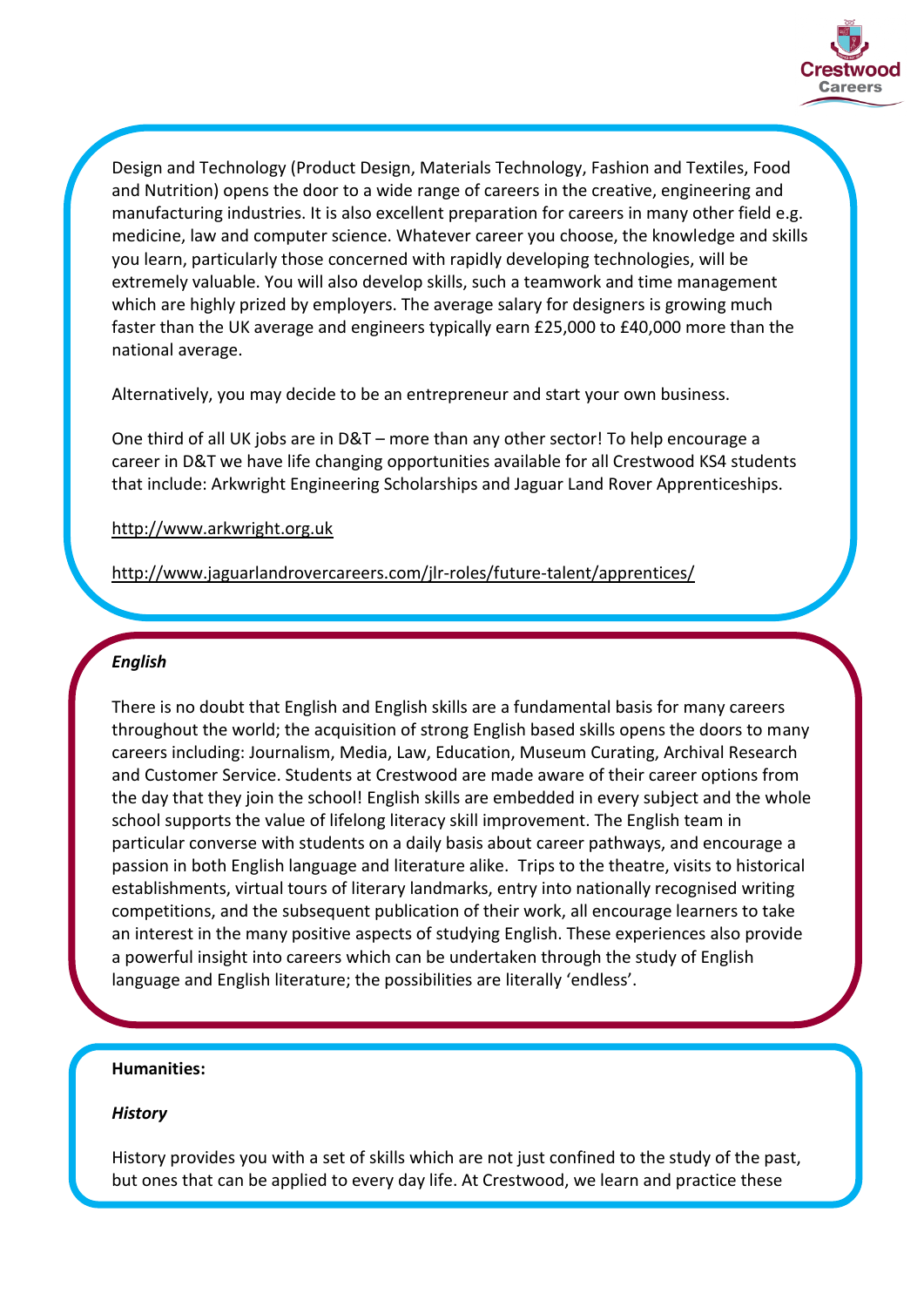Design and Technology (Product Design, Materials Technology, Fashion and Textiles, Food and Nutrition) opens the door to a wide range of careers in the creative, engineering and manufacturing industries. It is also excellent preparation for careers in many other field e.g. medicine, law and computer science. Whatever career you choose, the knowledge and skills you learn, particularly those concerned with rapidly developing technologies, will be extremely valuable. You will also develop skills, such a teamwork and time management which are highly prized by employers. The average salary for designers is growing much faster than the UK average and engineers typically earn £25,000 to £40,000 more than the national average.

Alternatively, you may decide to be an entrepreneur and start your own business.

One third of all UK jobs are in D&T – more than any other sector! To help encourage a career in D&T we have life changing opportunities available for all Crestwood KS4 students that include: Arkwright Engineering Scholarships and Jaguar Land Rover Apprenticeships.

http://www.arkwright.org.uk

http://www.jaguarlandrovercareers.com/jlr-roles/future-talent/apprentices/

### *English*

There is no doubt that English and English skills are a fundamental basis for many careers throughout the world; the acquisition of strong English based skills opens the doors to many careers including: Journalism, Media, Law, Education, Museum Curating, Archival Research and Customer Service. Students at Crestwood are made aware of their career options from the day that they join the school! English skills are embedded in every subject and the whole school supports the value of lifelong literacy skill improvement. The English team in particular converse with students on a daily basis about career pathways, and encourage a passion in both English language and literature alike. Trips to the theatre, visits to historical establishments, virtual tours of literary landmarks, entry into nationally recognised writing competitions, and the subsequent publication of their work, all encourage learners to take an interest in the many positive aspects of studying English. These experiences also provide a powerful insight into careers which can be undertaken through the study of English language and English literature; the possibilities are literally 'endless'.

### **Humanities:**

#### *History*

History provides you with a set of skills which are not just confined to the study of the past, but ones that can be applied to every day life. At Crestwood, we learn and practice these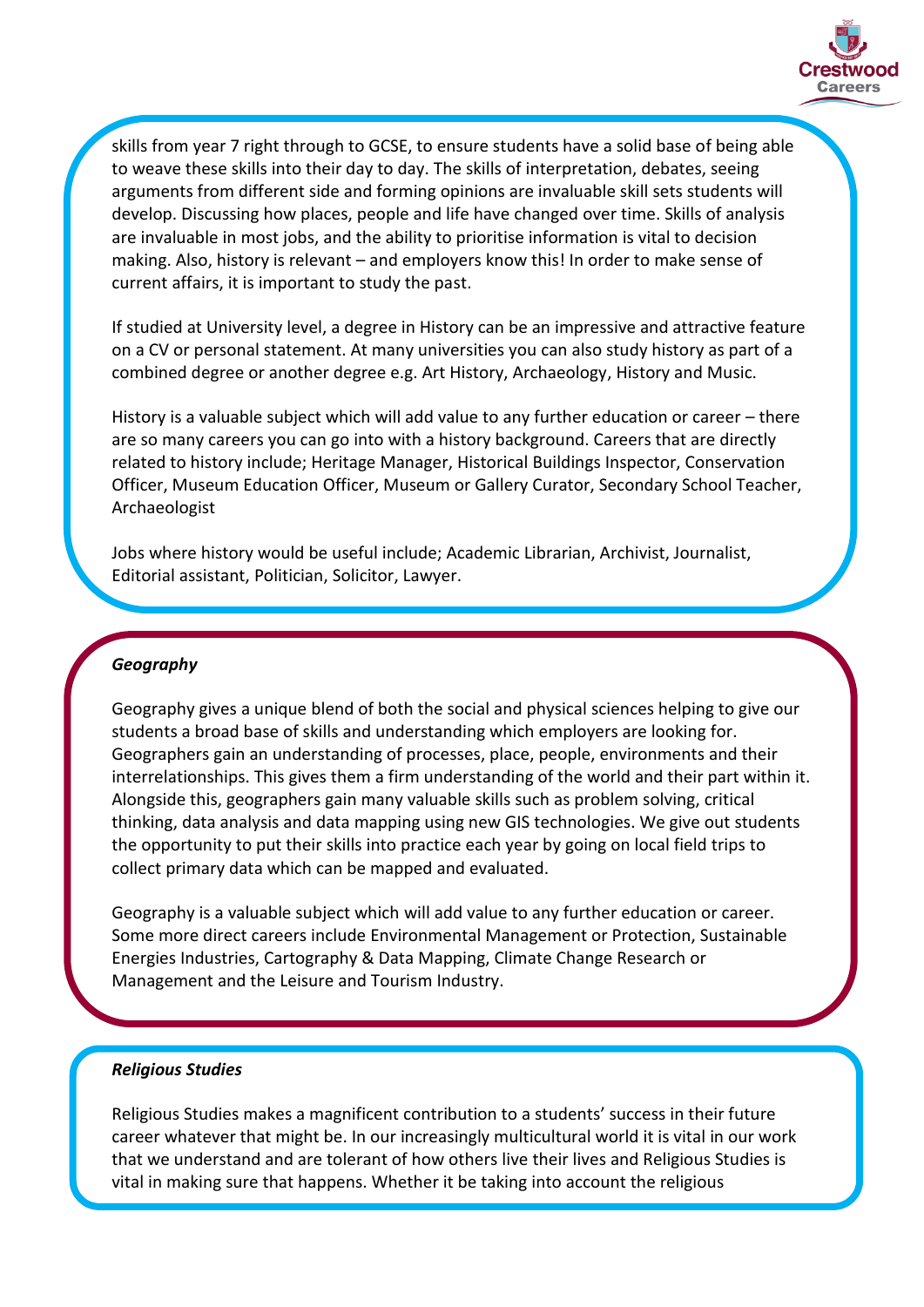skills from year 7 right through to GCSE, to ensure students have a solid base of being able to weave these skills into their day to day. The skills of interpretation, debates, seeing arguments from different side and forming opinions are invaluable skill sets students will develop. Discussing how places, people and life have changed over time. Skills of analysis are invaluable in most jobs, and the ability to prioritise information is vital to decision making. Also, history is relevant – and employers know this! In order to make sense of current affairs, it is important to study the past.

If studied at University level, a degree in History can be an impressive and attractive feature on a CV or personal statement. At many universities you can also study history as part of a combined degree or another degree e.g. Art History, Archaeology, History and Music.

History is a valuable subject which will add value to any further education or career – there are so many careers you can go into with a history background. Careers that are directly related to history include; Heritage Manager, Historical Buildings Inspector, Conservation Officer, Museum Education Officer, Museum or Gallery Curator, Secondary School Teacher, Archaeologist

Jobs where history would be useful include; Academic Librarian, Archivist, Journalist, Editorial assistant, Politician, Solicitor, Lawyer.

***Geography***

Geography gives a unique blend of both the social and physical sciences helping to give our students a broad base of skills and understanding which employers are looking for. Geographers gain an understanding of processes, place, people, environments and their interrelationships. This gives them a firm understanding of the world and their part within it. Alongside this, geographers gain many valuable skills such as problem solving, critical thinking, data analysis and data mapping using new GIS technologies. We give out students the opportunity to put their skills into practice each year by going on local field trips to collect primary data which can be mapped and evaluated.

Geography is a valuable subject which will add value to any further education or career. Some more direct careers include Environmental Management or Protection, Sustainable Energies Industries, Cartography & Data Mapping, Climate Change Research or Management and the Leisure and Tourism Industry.

***Religious Studies***

Religious Studies makes a magnificent contribution to a students' success in their future career whatever that might be. In our increasingly multicultural world it is vital in our work that we understand and are tolerant of how others live their lives and Religious Studies is vital in making sure that happens. Whether it be taking into account the religious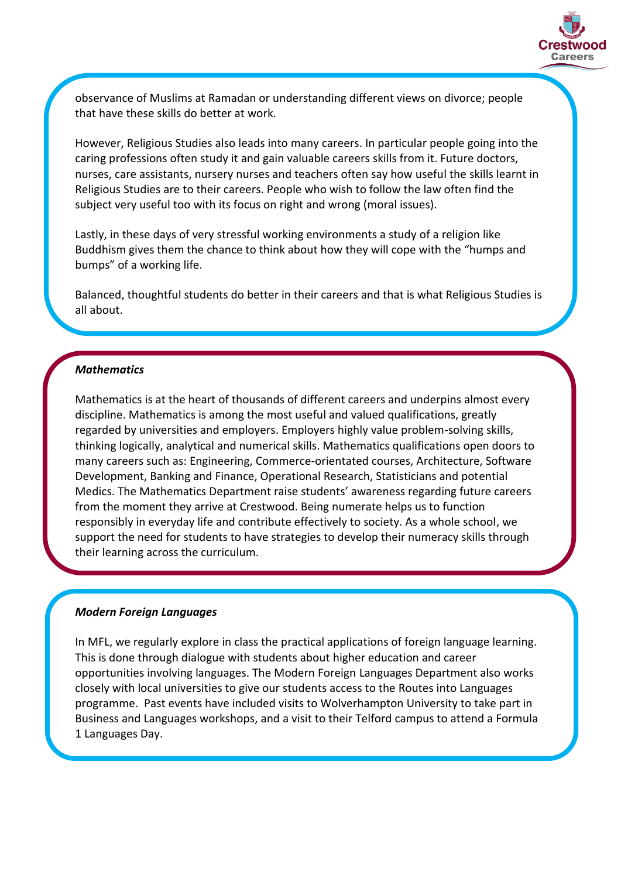observance of Muslims at Ramadan or understanding different views on divorce; people that have these skills do better at work.

However, Religious Studies also leads into many careers. In particular people going into the caring professions often study it and gain valuable careers skills from it. Future doctors, nurses, care assistants, nursery nurses and teachers often say how useful the skills learnt in Religious Studies are to their careers. People who wish to follow the law often find the subject very useful too with its focus on right and wrong (moral issues).

Lastly, in these days of very stressful working environments a study of a religion like Buddhism gives them the chance to think about how they will cope with the "humps and bumps" of a working life.

Balanced, thoughtful students do better in their careers and that is what Religious Studies is all about.

***Mathematics***

Mathematics is at the heart of thousands of different careers and underpins almost every discipline. Mathematics is among the most useful and valued qualifications, greatly regarded by universities and employers. Employers highly value problem-solving skills, thinking logically, analytical and numerical skills. Mathematics qualifications open doors to many careers such as: Engineering, Commerce-orientated courses, Architecture, Software Development, Banking and Finance, Operational Research, Statisticians and potential Medics. The Mathematics Department raise students' awareness regarding future careers from the moment they arrive at Crestwood. Being numerate helps us to function responsibly in everyday life and contribute effectively to society. As a whole school, we support the need for students to have strategies to develop their numeracy skills through their learning across the curriculum.

***Modern Foreign Languages***

In MFL, we regularly explore in class the practical applications of foreign language learning. This is done through dialogue with students about higher education and career opportunities involving languages. The Modern Foreign Languages Department also works closely with local universities to give our students access to the Routes into Languages programme. Past events have included visits to Wolverhampton University to take part in Business and Languages workshops, and a visit to their Telford campus to attend a Formula 1 Languages Day.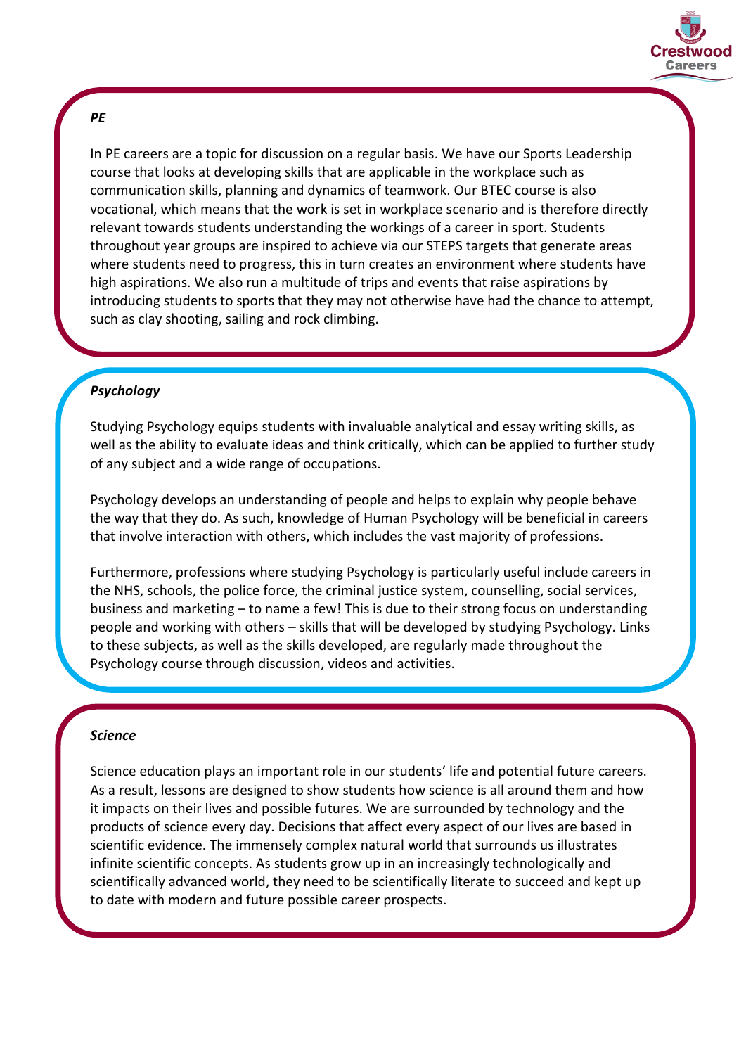## *PE*

In PE careers are a topic for discussion on a regular basis. We have our Sports Leadership course that looks at developing skills that are applicable in the workplace such as communication skills, planning and dynamics of teamwork. Our BTEC course is also vocational, which means that the work is set in workplace scenario and is therefore directly relevant towards students understanding the workings of a career in sport. Students throughout year groups are inspired to achieve via our STEPS targets that generate areas where students need to progress, this in turn creates an environment where students have high aspirations. We also run a multitude of trips and events that raise aspirations by introducing students to sports that they may not otherwise have had the chance to attempt, such as clay shooting, sailing and rock climbing.

## *Psychology*

Studying Psychology equips students with invaluable analytical and essay writing skills, as well as the ability to evaluate ideas and think critically, which can be applied to further study of any subject and a wide range of occupations.

Psychology develops an understanding of people and helps to explain why people behave the way that they do. As such, knowledge of Human Psychology will be beneficial in careers that involve interaction with others, which includes the vast majority of professions.

Furthermore, professions where studying Psychology is particularly useful include careers in the NHS, schools, the police force, the criminal justice system, counselling, social services, business and marketing – to name a few! This is due to their strong focus on understanding people and working with others – skills that will be developed by studying Psychology. Links to these subjects, as well as the skills developed, are regularly made throughout the Psychology course through discussion, videos and activities.

## *Science*

Science education plays an important role in our students' life and potential future careers. As a result, lessons are designed to show students how science is all around them and how it impacts on their lives and possible futures. We are surrounded by technology and the products of science every day. Decisions that affect every aspect of our lives are based in scientific evidence. The immensely complex natural world that surrounds us illustrates infinite scientific concepts. As students grow up in an increasingly technologically and scientifically advanced world, they need to be scientifically literate to succeed and kept up to date with modern and future possible career prospects.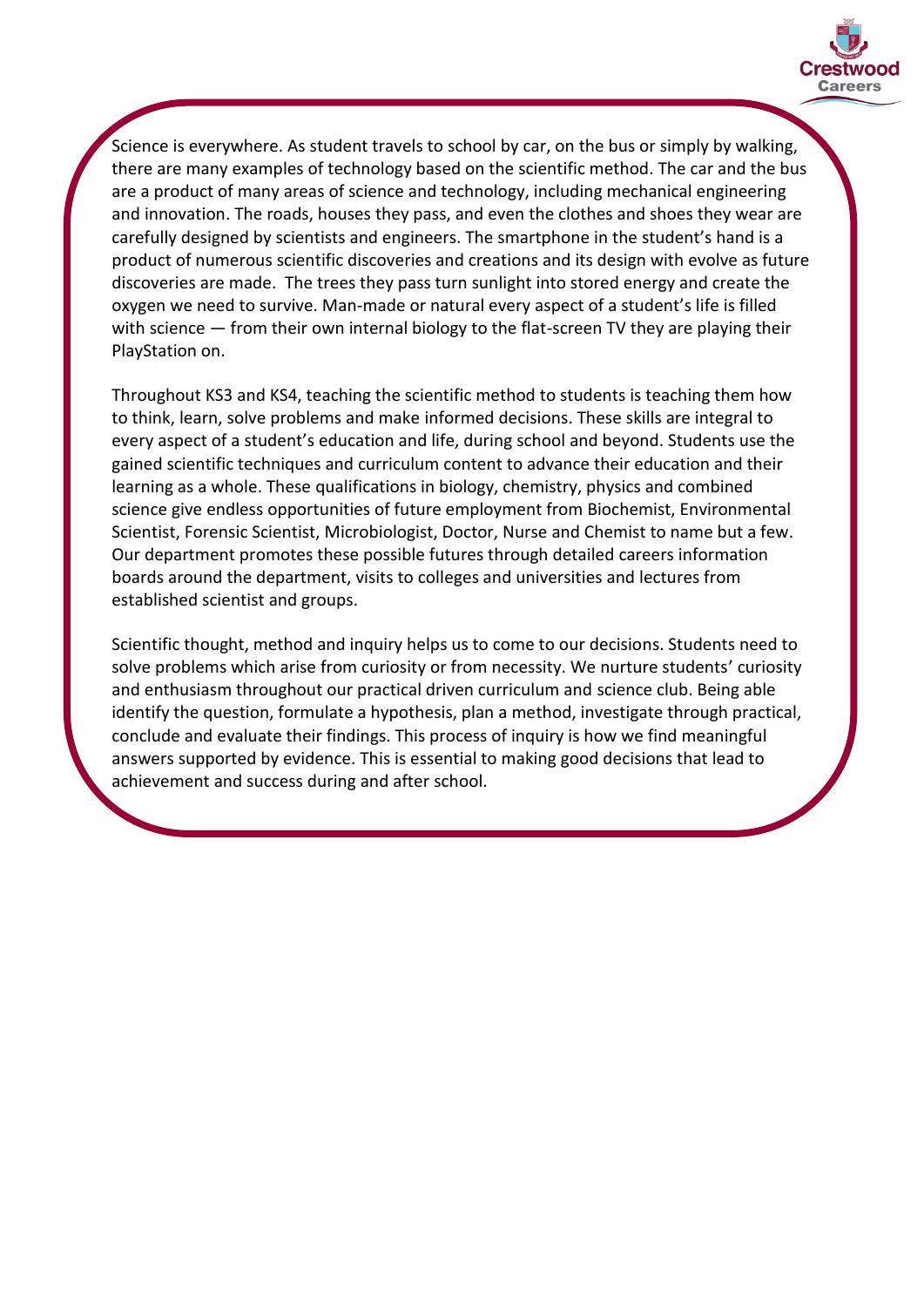Science is everywhere. As student travels to school by car, on the bus or simply by walking, there are many examples of technology based on the scientific method. The car and the bus are a product of many areas of science and technology, including mechanical engineering and innovation. The roads, houses they pass, and even the clothes and shoes they wear are carefully designed by scientists and engineers. The smartphone in the student's hand is a product of numerous scientific discoveries and creations and its design with evolve as future discoveries are made. The trees they pass turn sunlight into stored energy and create the oxygen we need to survive. Man-made or natural every aspect of a student's life is filled with science — from their own internal biology to the flat-screen TV they are playing their PlayStation on.

Throughout KS3 and KS4, teaching the scientific method to students is teaching them how to think, learn, solve problems and make informed decisions. These skills are integral to every aspect of a student's education and life, during school and beyond. Students use the gained scientific techniques and curriculum content to advance their education and their learning as a whole. These qualifications in biology, chemistry, physics and combined science give endless opportunities of future employment from Biochemist, Environmental Scientist, Forensic Scientist, Microbiologist, Doctor, Nurse and Chemist to name but a few. Our department promotes these possible futures through detailed careers information boards around the department, visits to colleges and universities and lectures from established scientist and groups.

Scientific thought, method and inquiry helps us to come to our decisions. Students need to solve problems which arise from curiosity or from necessity. We nurture students' curiosity and enthusiasm throughout our practical driven curriculum and science club. Being able identify the question, formulate a hypothesis, plan a method, investigate through practical, conclude and evaluate their findings. This process of inquiry is how we find meaningful answers supported by evidence. This is essential to making good decisions that lead to achievement and success during and after school.